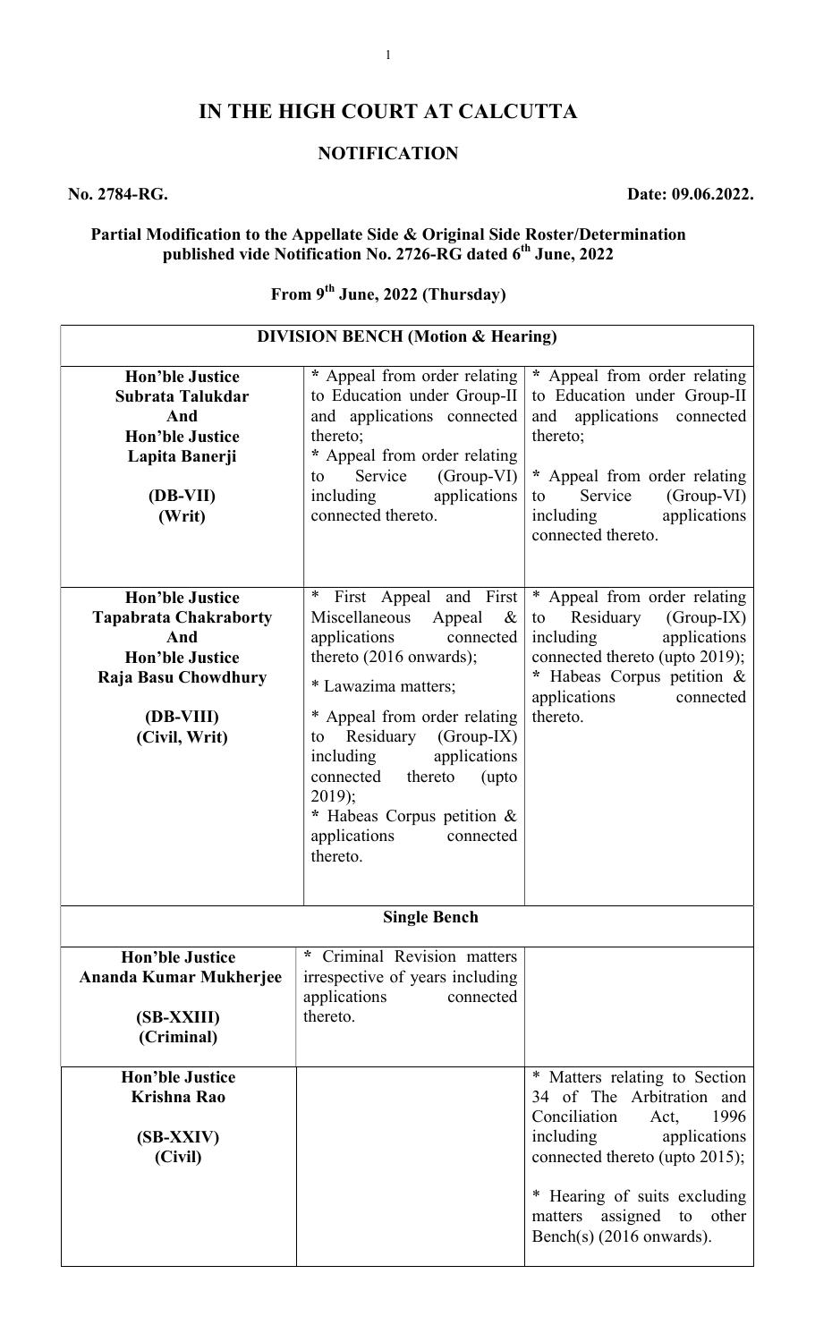# IN THE HIGH COURT AT CALCUTTA

## NOTIFICATION

**No. 2784-RG.** **Date: 09.06.2022.**

**Partial Modification to the Appellate Side & Original Side Roster/Determination published vide Notification No. 2726-RG dated 6th June, 2022**

**From 9th June, 2022 (Thursday)**

| **DIVISION BENCH (Motion & Hearing)** | | |
|---|---|---|
| **Hon'ble Justice Subrata Talukdar And Hon'ble Justice Lapita Banerji (DB-VII) (Writ)** | * Appeal from order relating to Education under Group-II and applications connected thereto; * Appeal from order relating to Service (Group-VI) including applications connected thereto. | * Appeal from order relating to Education under Group-II and applications connected thereto; * Appeal from order relating to Service (Group-VI) including applications connected thereto. |
| **Hon'ble Justice Tapabrata Chakraborty And Hon'ble Justice Raja Basu Chowdhury (DB-VIII) (Civil, Writ)** | * First Appeal and First Miscellaneous Appeal & applications connected thereto (2016 onwards); * Lawazima matters; * Appeal from order relating to Residuary (Group-IX) including applications connected thereto (upto 2019); * Habeas Corpus petition & applications connected thereto. | * Appeal from order relating to Residuary (Group-IX) including applications connected thereto (upto 2019); * Habeas Corpus petition & applications connected thereto. |
| **Single Bench** | | |
| **Hon'ble Justice Ananda Kumar Mukherjee (SB-XXIII) (Criminal)** | * Criminal Revision matters irrespective of years including applications connected thereto. | |
| **Hon'ble Justice Krishna Rao (SB-XXIV) (Civil)** | | * Matters relating to Section 34 of The Arbitration and Conciliation Act, 1996 including applications connected thereto (upto 2015); * Hearing of suits excluding matters assigned to other Bench(s) (2016 onwards). |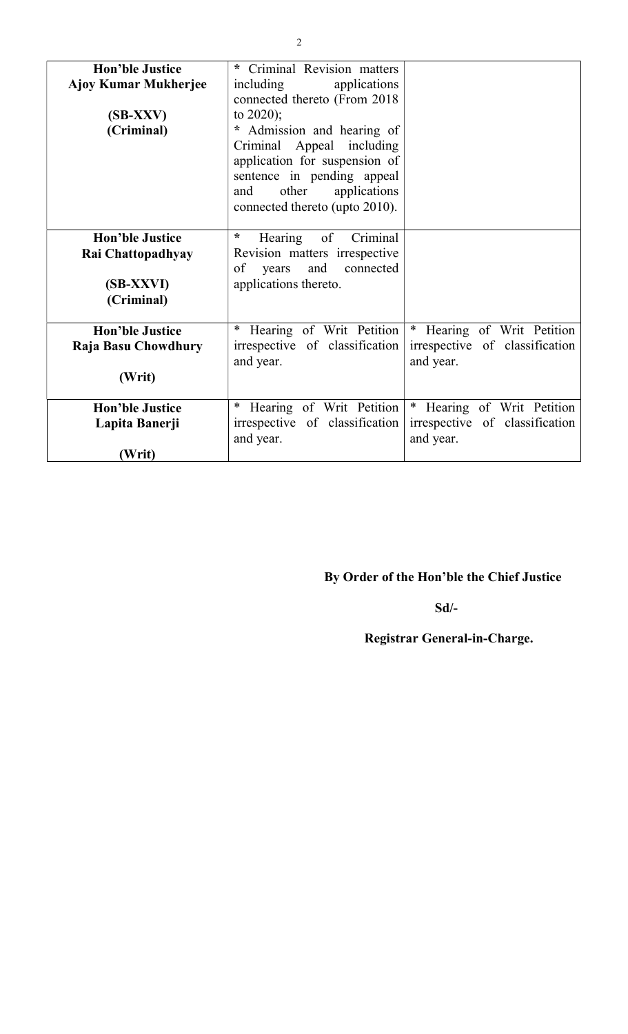| | | |
|---|---|---|
| **Hon'ble Justice Ajoy Kumar Mukherjee**<br><br>**(SB-XXV)**<br>**(Criminal)** | * Criminal Revision matters including applications connected thereto (From 2018 to 2020);<br>* Admission and hearing of Criminal Appeal including application for suspension of sentence in pending appeal and other applications connected thereto (upto 2010). | |
| **Hon'ble Justice Rai Chattopadhyay**<br><br>**(SB-XXVI)**<br>**(Criminal)** | * Hearing of Criminal Revision matters irrespective of years and connected applications thereto. | |
| **Hon'ble Justice Raja Basu Chowdhury**<br><br>**(Writ)** | * Hearing of Writ Petition irrespective of classification and year. | * Hearing of Writ Petition irrespective of classification and year. |
| **Hon'ble Justice Lapita Banerji**<br><br>**(Writ)** | * Hearing of Writ Petition irrespective of classification and year. | * Hearing of Writ Petition irrespective of classification and year. |

**By Order of the Hon'ble the Chief Justice**

**Sd/-**

**Registrar General-in-Charge.**